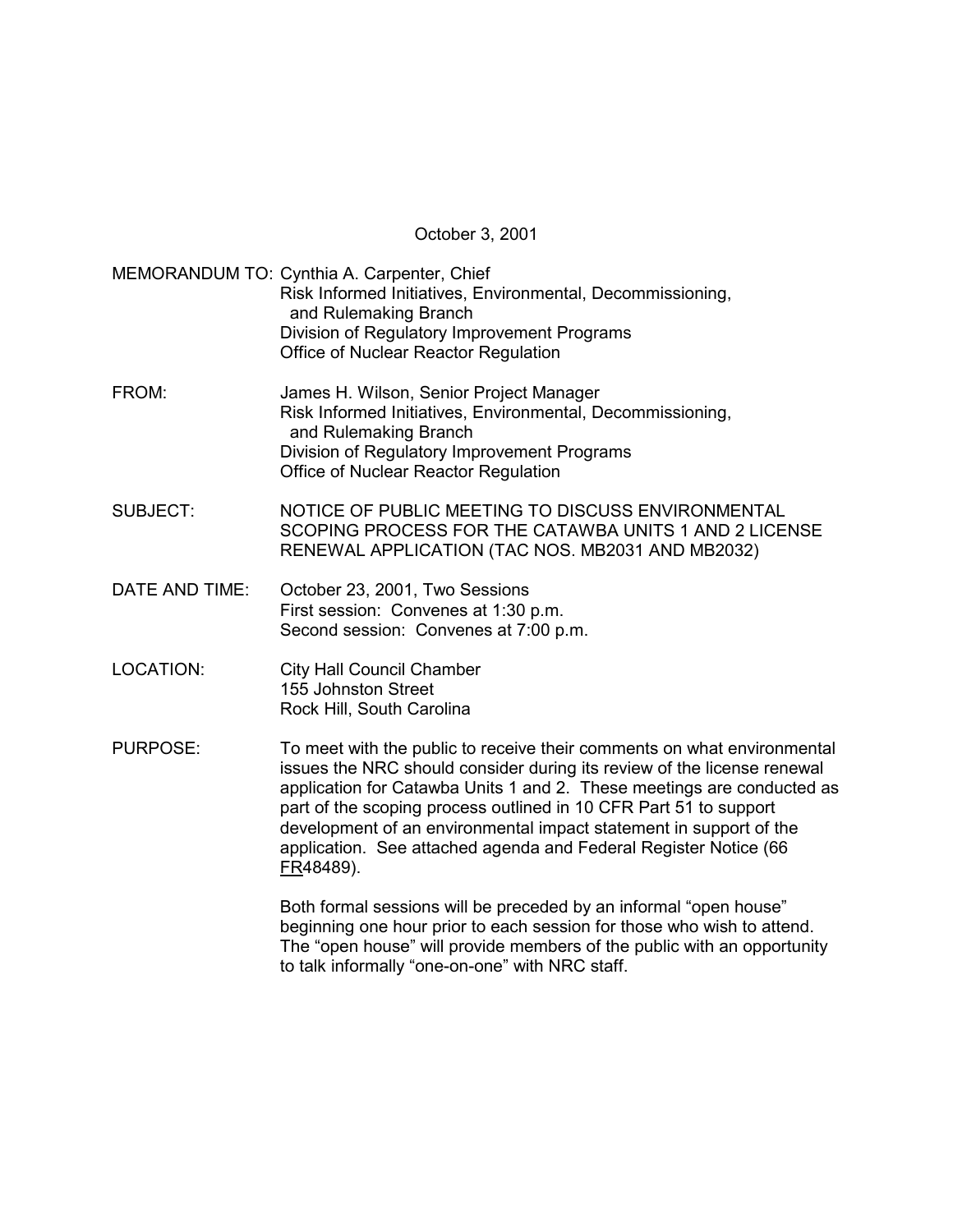October 3, 2001

MEMORANDUM TO: Cynthia A. Carpenter, Chief
Risk Informed Initiatives, Environmental, Decommissioning, and Rulemaking Branch
Division of Regulatory Improvement Programs
Office of Nuclear Reactor Regulation

FROM: James H. Wilson, Senior Project Manager
Risk Informed Initiatives, Environmental, Decommissioning, and Rulemaking Branch
Division of Regulatory Improvement Programs
Office of Nuclear Reactor Regulation

SUBJECT: NOTICE OF PUBLIC MEETING TO DISCUSS ENVIRONMENTAL SCOPING PROCESS FOR THE CATAWBA UNITS 1 AND 2 LICENSE RENEWAL APPLICATION (TAC NOS. MB2031 AND MB2032)

DATE AND TIME: October 23, 2001, Two Sessions
First session: Convenes at 1:30 p.m.
Second session: Convenes at 7:00 p.m.

LOCATION: City Hall Council Chamber
155 Johnston Street
Rock Hill, South Carolina

PURPOSE: To meet with the public to receive their comments on what environmental issues the NRC should consider during its review of the license renewal application for Catawba Units 1 and 2. These meetings are conducted as part of the scoping process outlined in 10 CFR Part 51 to support development of an environmental impact statement in support of the application. See attached agenda and Federal Register Notice (66 FR48489).

Both formal sessions will be preceded by an informal "open house" beginning one hour prior to each session for those who wish to attend. The "open house" will provide members of the public with an opportunity to talk informally "one-on-one" with NRC staff.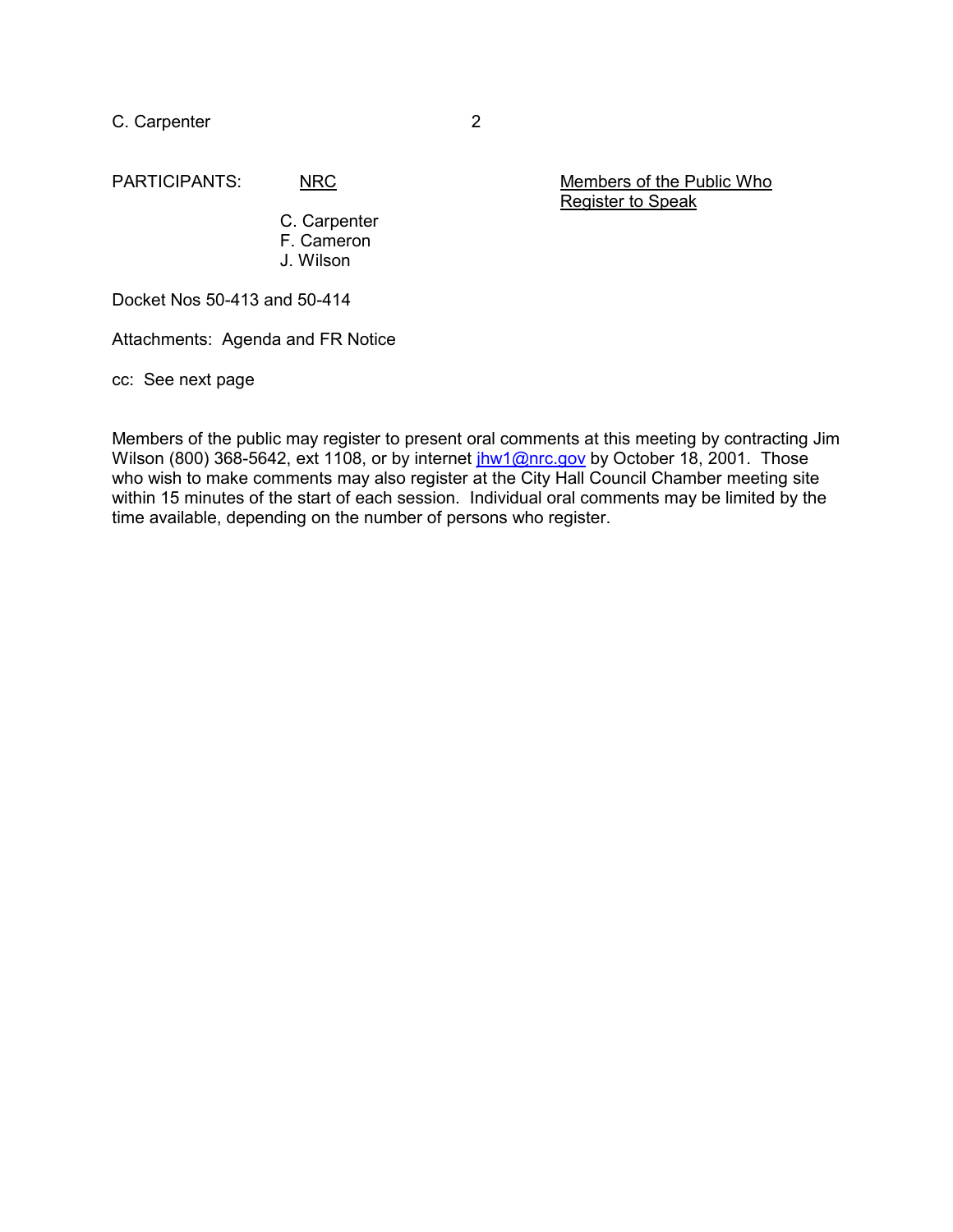PARTICIPANTS:

| NRC | Members of the Public Who Register to Speak |
|---|---|
| C. Carpenter | |
| F. Cameron | |
| J. Wilson | |

Docket Nos 50-413 and 50-414

Attachments: Agenda and FR Notice

cc: See next page

Members of the public may register to present oral comments at this meeting by contracting Jim Wilson (800) 368-5642, ext 1108, or by internet jhw1@nrc.gov by October 18, 2001. Those who wish to make comments may also register at the City Hall Council Chamber meeting site within 15 minutes of the start of each session. Individual oral comments may be limited by the time available, depending on the number of persons who register.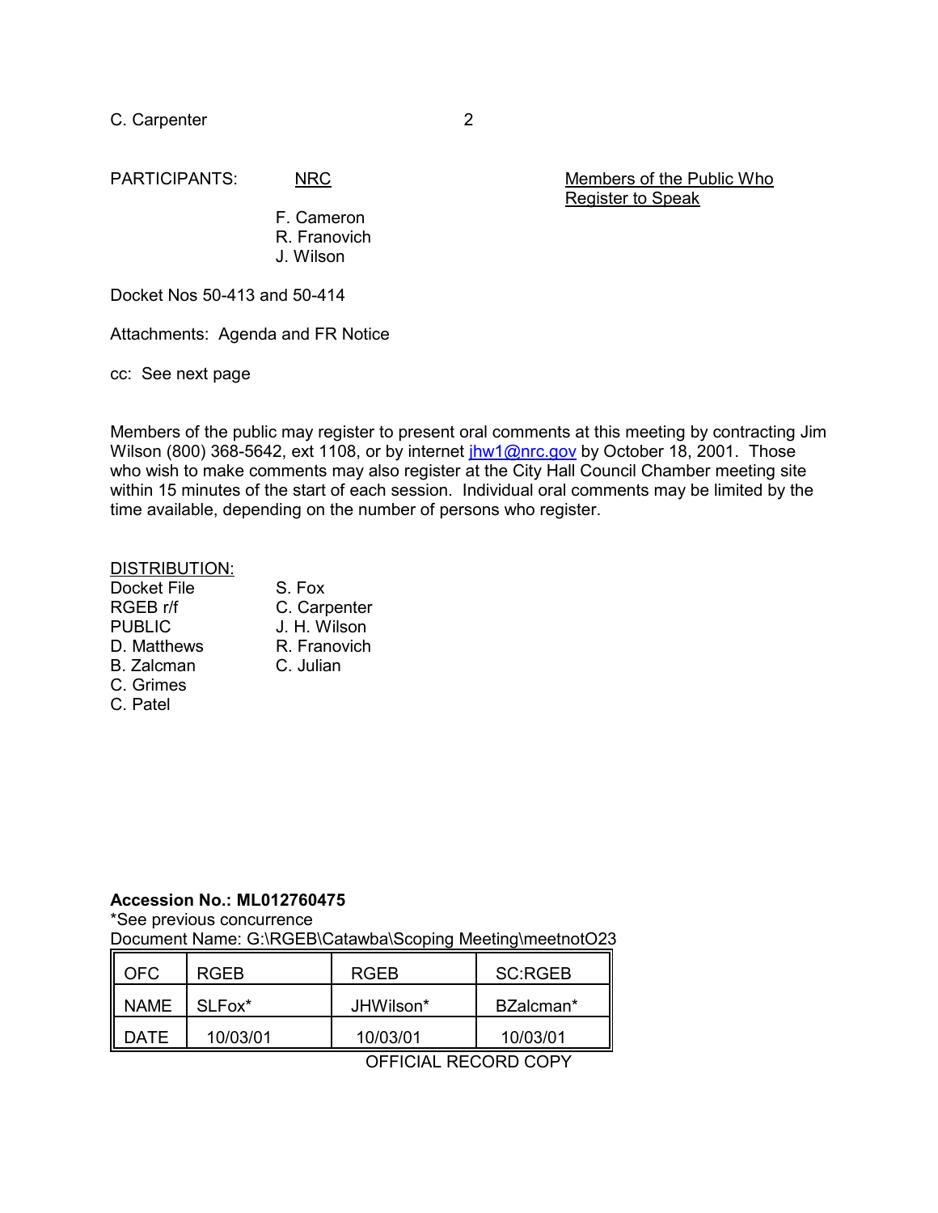C. Carpenter

PARTICIPANTS: NRC | Members of the Public Who Register to Speak

F. Cameron
R. Franovich
J. Wilson

Docket Nos 50-413 and 50-414

Attachments: Agenda and FR Notice

cc: See next page

Members of the public may register to present oral comments at this meeting by contracting Jim Wilson (800) 368-5642, ext 1108, or by internet jhw1@nrc.gov by October 18, 2001. Those who wish to make comments may also register at the City Hall Council Chamber meeting site within 15 minutes of the start of each session. Individual oral comments may be limited by the time available, depending on the number of persons who register.

DISTRIBUTION:

| | |
|---|---|
| Docket File | S. Fox |
| RGEB r/f | C. Carpenter |
| PUBLIC | J. H. Wilson |
| D. Matthews | R. Franovich |
| B. Zalcman | C. Julian |
| C. Grimes | |
| C. Patel | |

**Accession No.: ML012760475**
*See previous concurrence
Document Name: G:\RGEB\Catawba\Scoping Meeting\meetnotO23

| OFC | RGEB | RGEB | SC:RGEB |
|---|---|---|---|
| NAME | SLFox* | JHWilson* | BZalcman* |
| DATE | 10/03/01 | 10/03/01 | 10/03/01 |

OFFICIAL RECORD COPY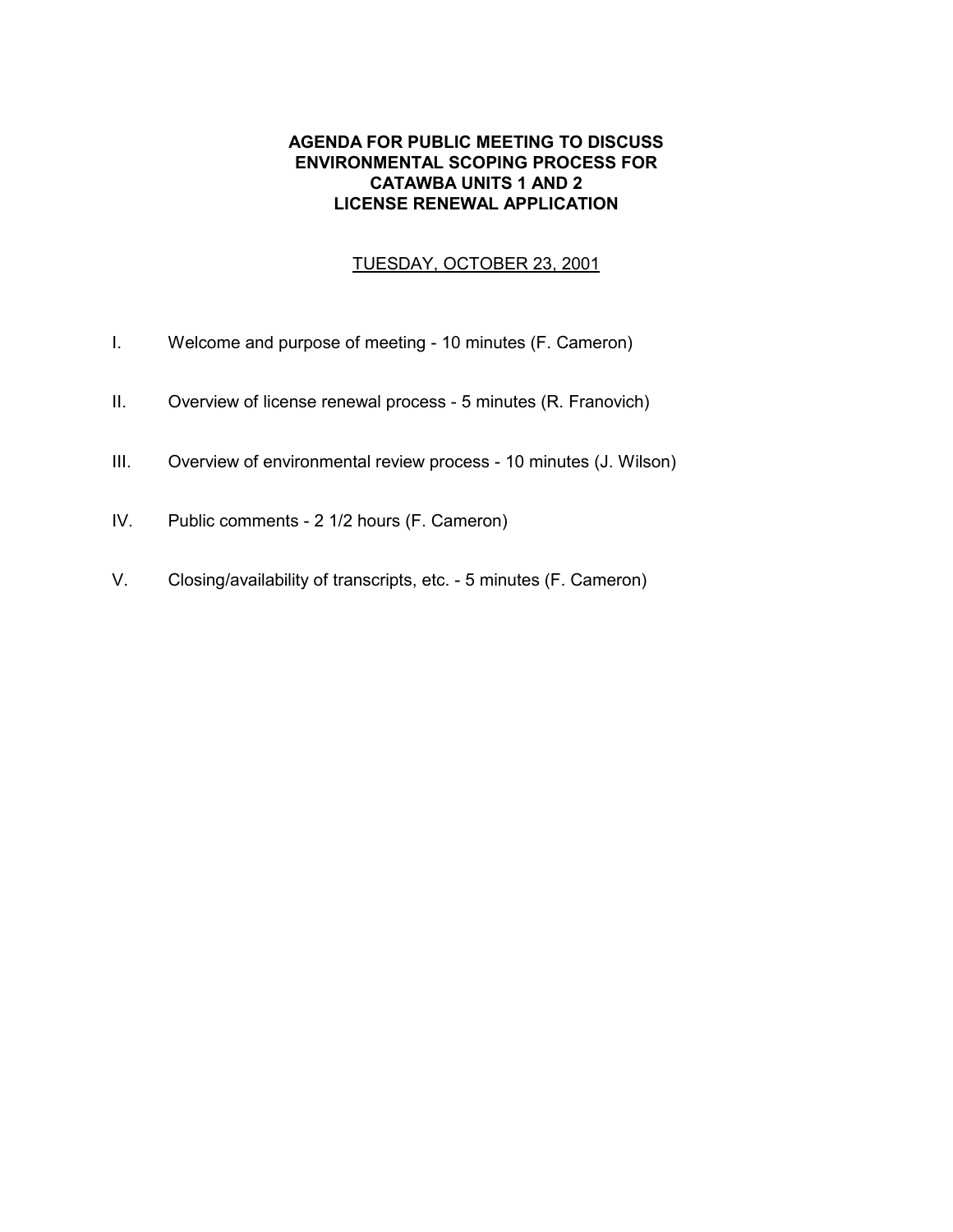**AGENDA FOR PUBLIC MEETING TO DISCUSS ENVIRONMENTAL SCOPING PROCESS FOR CATAWBA UNITS 1 AND 2 LICENSE RENEWAL APPLICATION**

TUESDAY, OCTOBER 23, 2001

I. Welcome and purpose of meeting - 10 minutes (F. Cameron)

II. Overview of license renewal process - 5 minutes (R. Franovich)

III. Overview of environmental review process - 10 minutes (J. Wilson)

IV. Public comments - 2 1/2 hours (F. Cameron)

V. Closing/availability of transcripts, etc. - 5 minutes (F. Cameron)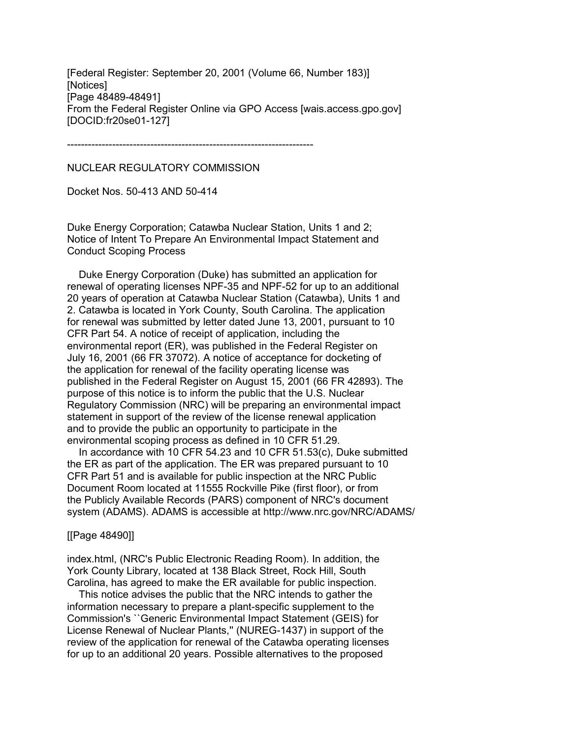[Federal Register: September 20, 2001 (Volume 66, Number 183)]
[Notices]
[Page 48489-48491]
From the Federal Register Online via GPO Access [wais.access.gpo.gov]
[DOCID:fr20se01-127]

-----------------------------------------------------------------------

NUCLEAR REGULATORY COMMISSION

Docket Nos. 50-413 AND 50-414

Duke Energy Corporation; Catawba Nuclear Station, Units 1 and 2; Notice of Intent To Prepare An Environmental Impact Statement and Conduct Scoping Process

Duke Energy Corporation (Duke) has submitted an application for renewal of operating licenses NPF-35 and NPF-52 for up to an additional 20 years of operation at Catawba Nuclear Station (Catawba), Units 1 and 2. Catawba is located in York County, South Carolina. The application for renewal was submitted by letter dated June 13, 2001, pursuant to 10 CFR Part 54. A notice of receipt of application, including the environmental report (ER), was published in the Federal Register on July 16, 2001 (66 FR 37072). A notice of acceptance for docketing of the application for renewal of the facility operating license was published in the Federal Register on August 15, 2001 (66 FR 42893). The purpose of this notice is to inform the public that the U.S. Nuclear Regulatory Commission (NRC) will be preparing an environmental impact statement in support of the review of the license renewal application and to provide the public an opportunity to participate in the environmental scoping process as defined in 10 CFR 51.29.

In accordance with 10 CFR 54.23 and 10 CFR 51.53(c), Duke submitted the ER as part of the application. The ER was prepared pursuant to 10 CFR Part 51 and is available for public inspection at the NRC Public Document Room located at 11555 Rockville Pike (first floor), or from the Publicly Available Records (PARS) component of NRC's document system (ADAMS). ADAMS is accessible at http://www.nrc.gov/NRC/ADAMS/

[[Page 48490]]

index.html, (NRC's Public Electronic Reading Room). In addition, the York County Library, located at 138 Black Street, Rock Hill, South Carolina, has agreed to make the ER available for public inspection.

This notice advises the public that the NRC intends to gather the information necessary to prepare a plant-specific supplement to the Commission's ``Generic Environmental Impact Statement (GEIS) for License Renewal of Nuclear Plants,'' (NUREG-1437) in support of the review of the application for renewal of the Catawba operating licenses for up to an additional 20 years. Possible alternatives to the proposed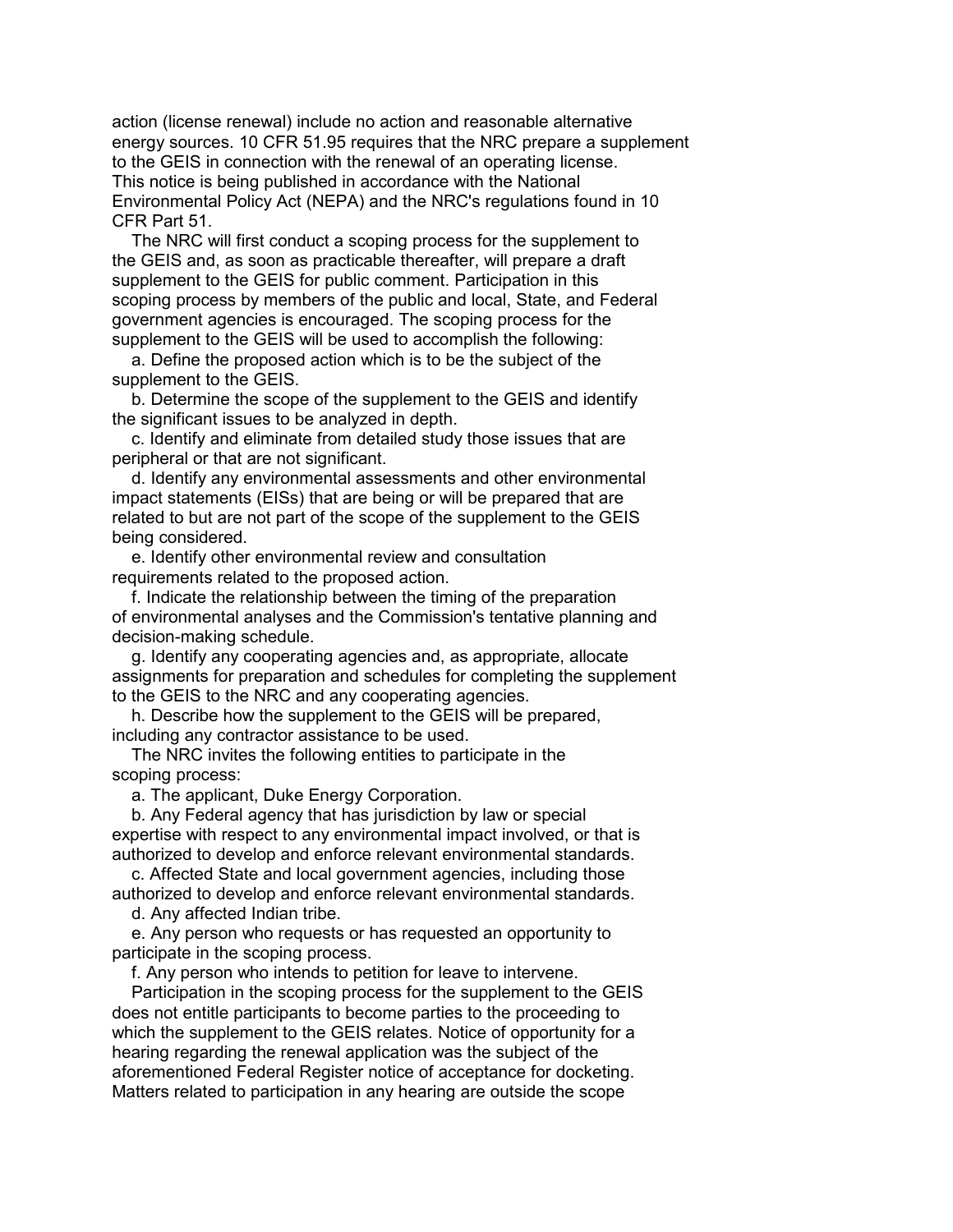action (license renewal) include no action and reasonable alternative energy sources. 10 CFR 51.95 requires that the NRC prepare a supplement to the GEIS in connection with the renewal of an operating license. This notice is being published in accordance with the National Environmental Policy Act (NEPA) and the NRC's regulations found in 10 CFR Part 51.

The NRC will first conduct a scoping process for the supplement to the GEIS and, as soon as practicable thereafter, will prepare a draft supplement to the GEIS for public comment. Participation in this scoping process by members of the public and local, State, and Federal government agencies is encouraged. The scoping process for the supplement to the GEIS will be used to accomplish the following:

a. Define the proposed action which is to be the subject of the supplement to the GEIS.

b. Determine the scope of the supplement to the GEIS and identify the significant issues to be analyzed in depth.

c. Identify and eliminate from detailed study those issues that are peripheral or that are not significant.

d. Identify any environmental assessments and other environmental impact statements (EISs) that are being or will be prepared that are related to but are not part of the scope of the supplement to the GEIS being considered.

e. Identify other environmental review and consultation requirements related to the proposed action.

f. Indicate the relationship between the timing of the preparation of environmental analyses and the Commission's tentative planning and decision-making schedule.

g. Identify any cooperating agencies and, as appropriate, allocate assignments for preparation and schedules for completing the supplement to the GEIS to the NRC and any cooperating agencies.

h. Describe how the supplement to the GEIS will be prepared, including any contractor assistance to be used.

The NRC invites the following entities to participate in the scoping process:

a. The applicant, Duke Energy Corporation.

b. Any Federal agency that has jurisdiction by law or special expertise with respect to any environmental impact involved, or that is authorized to develop and enforce relevant environmental standards.

c. Affected State and local government agencies, including those authorized to develop and enforce relevant environmental standards.

d. Any affected Indian tribe.

e. Any person who requests or has requested an opportunity to participate in the scoping process.

f. Any person who intends to petition for leave to intervene.

Participation in the scoping process for the supplement to the GEIS does not entitle participants to become parties to the proceeding to which the supplement to the GEIS relates. Notice of opportunity for a hearing regarding the renewal application was the subject of the aforementioned Federal Register notice of acceptance for docketing. Matters related to participation in any hearing are outside the scope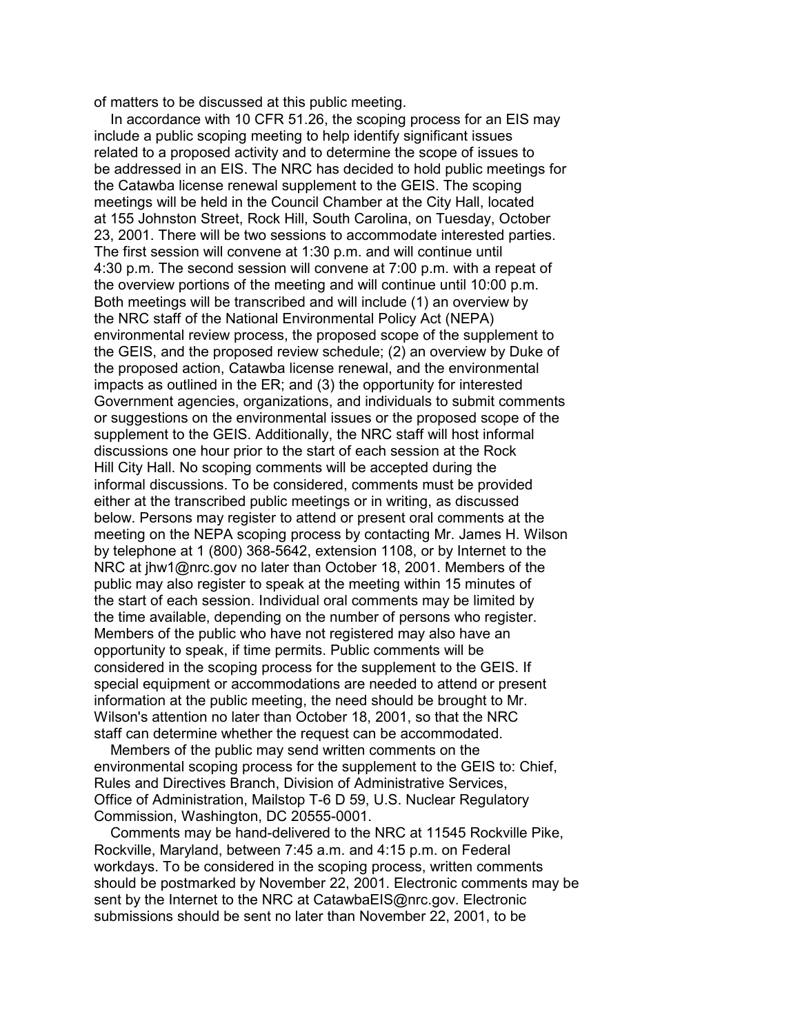of matters to be discussed at this public meeting.

In accordance with 10 CFR 51.26, the scoping process for an EIS may include a public scoping meeting to help identify significant issues related to a proposed activity and to determine the scope of issues to be addressed in an EIS. The NRC has decided to hold public meetings for the Catawba license renewal supplement to the GEIS. The scoping meetings will be held in the Council Chamber at the City Hall, located at 155 Johnston Street, Rock Hill, South Carolina, on Tuesday, October 23, 2001. There will be two sessions to accommodate interested parties. The first session will convene at 1:30 p.m. and will continue until 4:30 p.m. The second session will convene at 7:00 p.m. with a repeat of the overview portions of the meeting and will continue until 10:00 p.m. Both meetings will be transcribed and will include (1) an overview by the NRC staff of the National Environmental Policy Act (NEPA) environmental review process, the proposed scope of the supplement to the GEIS, and the proposed review schedule; (2) an overview by Duke of the proposed action, Catawba license renewal, and the environmental impacts as outlined in the ER; and (3) the opportunity for interested Government agencies, organizations, and individuals to submit comments or suggestions on the environmental issues or the proposed scope of the supplement to the GEIS. Additionally, the NRC staff will host informal discussions one hour prior to the start of each session at the Rock Hill City Hall. No scoping comments will be accepted during the informal discussions. To be considered, comments must be provided either at the transcribed public meetings or in writing, as discussed below. Persons may register to attend or present oral comments at the meeting on the NEPA scoping process by contacting Mr. James H. Wilson by telephone at 1 (800) 368-5642, extension 1108, or by Internet to the NRC at jhw1@nrc.gov no later than October 18, 2001. Members of the public may also register to speak at the meeting within 15 minutes of the start of each session. Individual oral comments may be limited by the time available, depending on the number of persons who register. Members of the public who have not registered may also have an opportunity to speak, if time permits. Public comments will be considered in the scoping process for the supplement to the GEIS. If special equipment or accommodations are needed to attend or present information at the public meeting, the need should be brought to Mr. Wilson's attention no later than October 18, 2001, so that the NRC staff can determine whether the request can be accommodated.

Members of the public may send written comments on the environmental scoping process for the supplement to the GEIS to: Chief, Rules and Directives Branch, Division of Administrative Services, Office of Administration, Mailstop T-6 D 59, U.S. Nuclear Regulatory Commission, Washington, DC 20555-0001.

Comments may be hand-delivered to the NRC at 11545 Rockville Pike, Rockville, Maryland, between 7:45 a.m. and 4:15 p.m. on Federal workdays. To be considered in the scoping process, written comments should be postmarked by November 22, 2001. Electronic comments may be sent by the Internet to the NRC at CatawbaEIS@nrc.gov. Electronic submissions should be sent no later than November 22, 2001, to be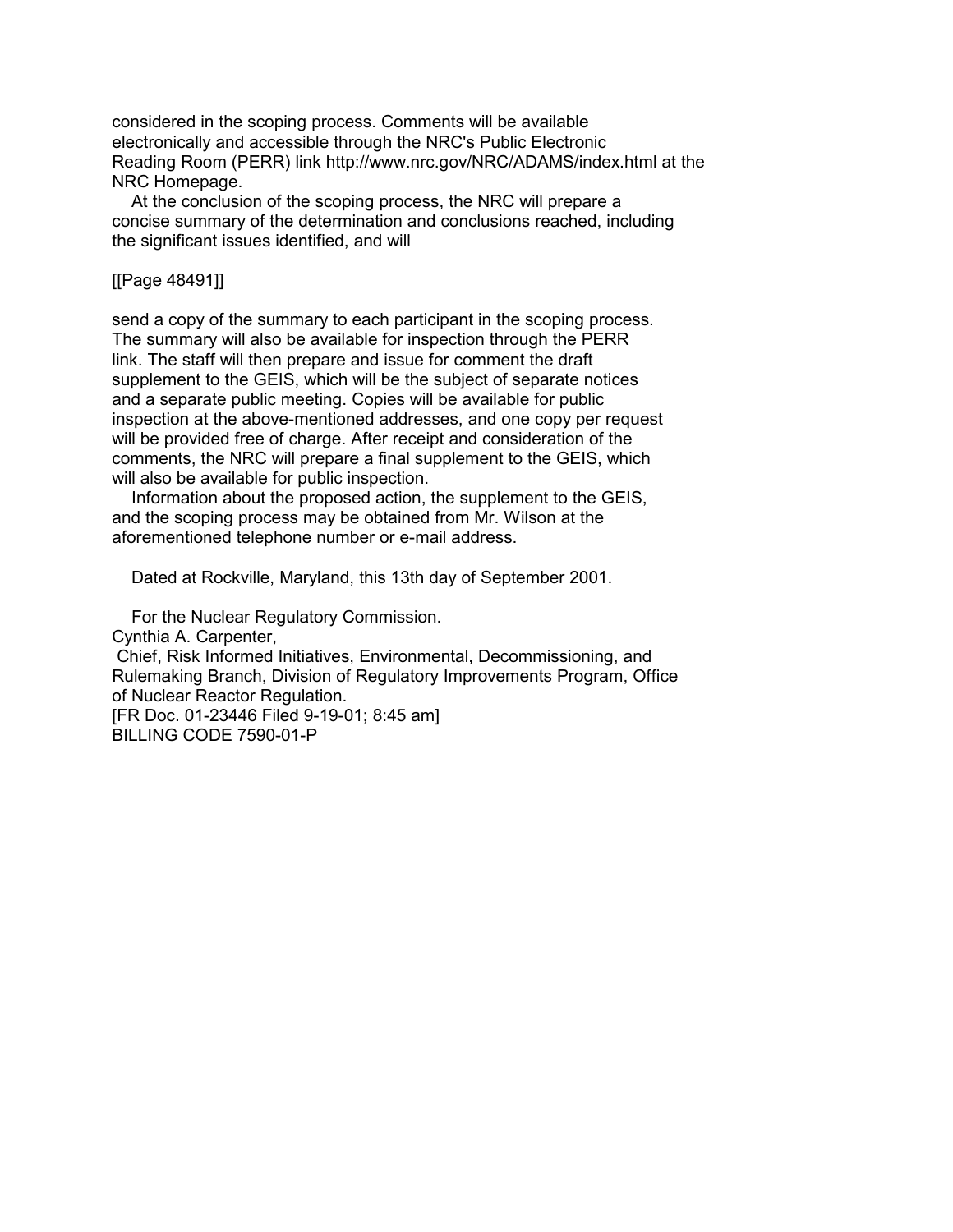considered in the scoping process. Comments will be available electronically and accessible through the NRC's Public Electronic Reading Room (PERR) link http://www.nrc.gov/NRC/ADAMS/index.html at the NRC Homepage.

At the conclusion of the scoping process, the NRC will prepare a concise summary of the determination and conclusions reached, including the significant issues identified, and will

[[Page 48491]]

send a copy of the summary to each participant in the scoping process. The summary will also be available for inspection through the PERR link. The staff will then prepare and issue for comment the draft supplement to the GEIS, which will be the subject of separate notices and a separate public meeting. Copies will be available for public inspection at the above-mentioned addresses, and one copy per request will be provided free of charge. After receipt and consideration of the comments, the NRC will prepare a final supplement to the GEIS, which will also be available for public inspection.

Information about the proposed action, the supplement to the GEIS, and the scoping process may be obtained from Mr. Wilson at the aforementioned telephone number or e-mail address.

Dated at Rockville, Maryland, this 13th day of September 2001.

For the Nuclear Regulatory Commission.

Cynthia A. Carpenter,

Chief, Risk Informed Initiatives, Environmental, Decommissioning, and Rulemaking Branch, Division of Regulatory Improvements Program, Office of Nuclear Reactor Regulation.

[FR Doc. 01-23446 Filed 9-19-01; 8:45 am]

BILLING CODE 7590-01-P